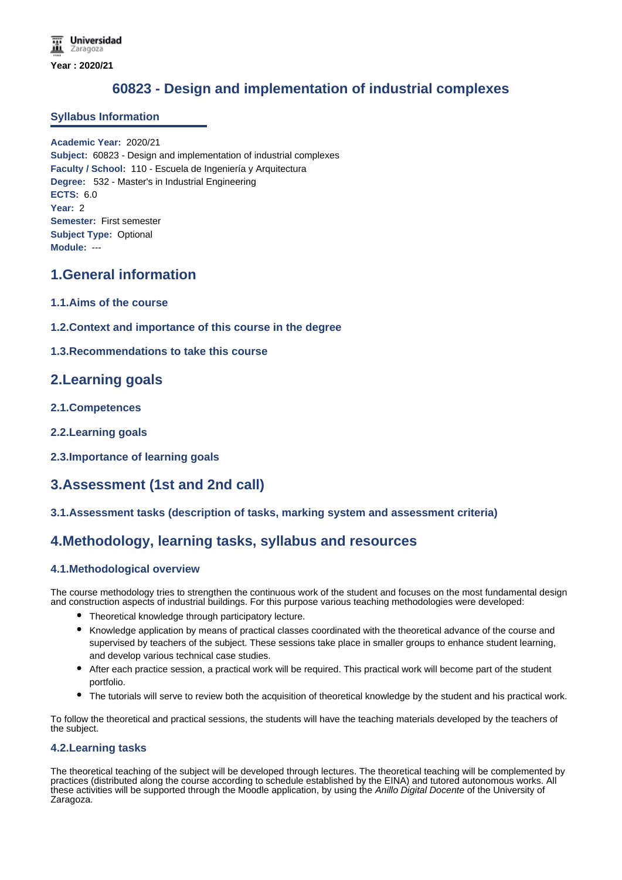Universidad Zaragoza

Year : 2020/21

# 60823 - Design and implementation of industrial complexes

## Syllabus Information

**Academic Year:** 2020/21
**Subject:** 60823 - Design and implementation of industrial complexes
**Faculty / School:** 110 - Escuela de Ingeniería y Arquitectura
**Degree:** 532 - Master's in Industrial Engineering
**ECTS:** 6.0
**Year:** 2
**Semester:** First semester
**Subject Type:** Optional
**Module:** ---

## 1.General information

### 1.1.Aims of the course

### 1.2.Context and importance of this course in the degree

### 1.3.Recommendations to take this course

## 2.Learning goals

### 2.1.Competences

### 2.2.Learning goals

### 2.3.Importance of learning goals

## 3.Assessment (1st and 2nd call)

### 3.1.Assessment tasks (description of tasks, marking system and assessment criteria)

## 4.Methodology, learning tasks, syllabus and resources

### 4.1.Methodological overview

The course methodology tries to strengthen the continuous work of the student and focuses on the most fundamental design and construction aspects of industrial buildings. For this purpose various teaching methodologies were developed:

- Theoretical knowledge through participatory lecture.
- Knowledge application by means of practical classes coordinated with the theoretical advance of the course and supervised by teachers of the subject. These sessions take place in smaller groups to enhance student learning, and develop various technical case studies.
- After each practice session, a practical work will be required. This practical work will become part of the student portfolio.
- The tutorials will serve to review both the acquisition of theoretical knowledge by the student and his practical work.

To follow the theoretical and practical sessions, the students will have the teaching materials developed by the teachers of the subject.

### 4.2.Learning tasks

The theoretical teaching of the subject will be developed through lectures. The theoretical teaching will be complemented by practices (distributed along the course according to schedule established by the EINA) and tutored autonomous works. All these activities will be supported through the Moodle application, by using the *Anillo Digital Docente* of the University of Zaragoza.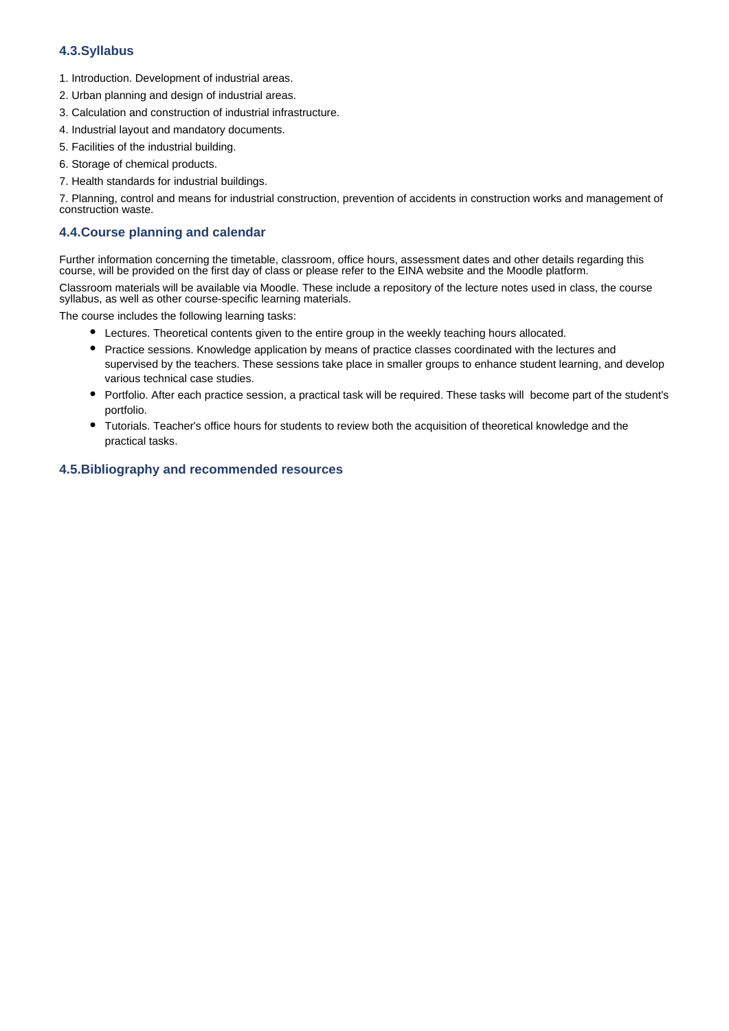## 4.3.Syllabus

1. Introduction. Development of industrial areas.
2. Urban planning and design of industrial areas.
3. Calculation and construction of industrial infrastructure.
4. Industrial layout and mandatory documents.
5. Facilities of the industrial building.
6. Storage of chemical products.
7. Health standards for industrial buildings.

7. Planning, control and means for industrial construction, prevention of accidents in construction works and management of construction waste.

## 4.4.Course planning and calendar

Further information concerning the timetable, classroom, office hours, assessment dates and other details regarding this course, will be provided on the first day of class or please refer to the EINA website and the Moodle platform.

Classroom materials will be available via Moodle. These include a repository of the lecture notes used in class, the course syllabus, as well as other course-specific learning materials.

The course includes the following learning tasks:

- Lectures. Theoretical contents given to the entire group in the weekly teaching hours allocated.
- Practice sessions. Knowledge application by means of practice classes coordinated with the lectures and supervised by the teachers. These sessions take place in smaller groups to enhance student learning, and develop various technical case studies.
- Portfolio. After each practice session, a practical task will be required. These tasks will become part of the student's portfolio.
- Tutorials. Teacher's office hours for students to review both the acquisition of theoretical knowledge and the practical tasks.

## 4.5.Bibliography and recommended resources